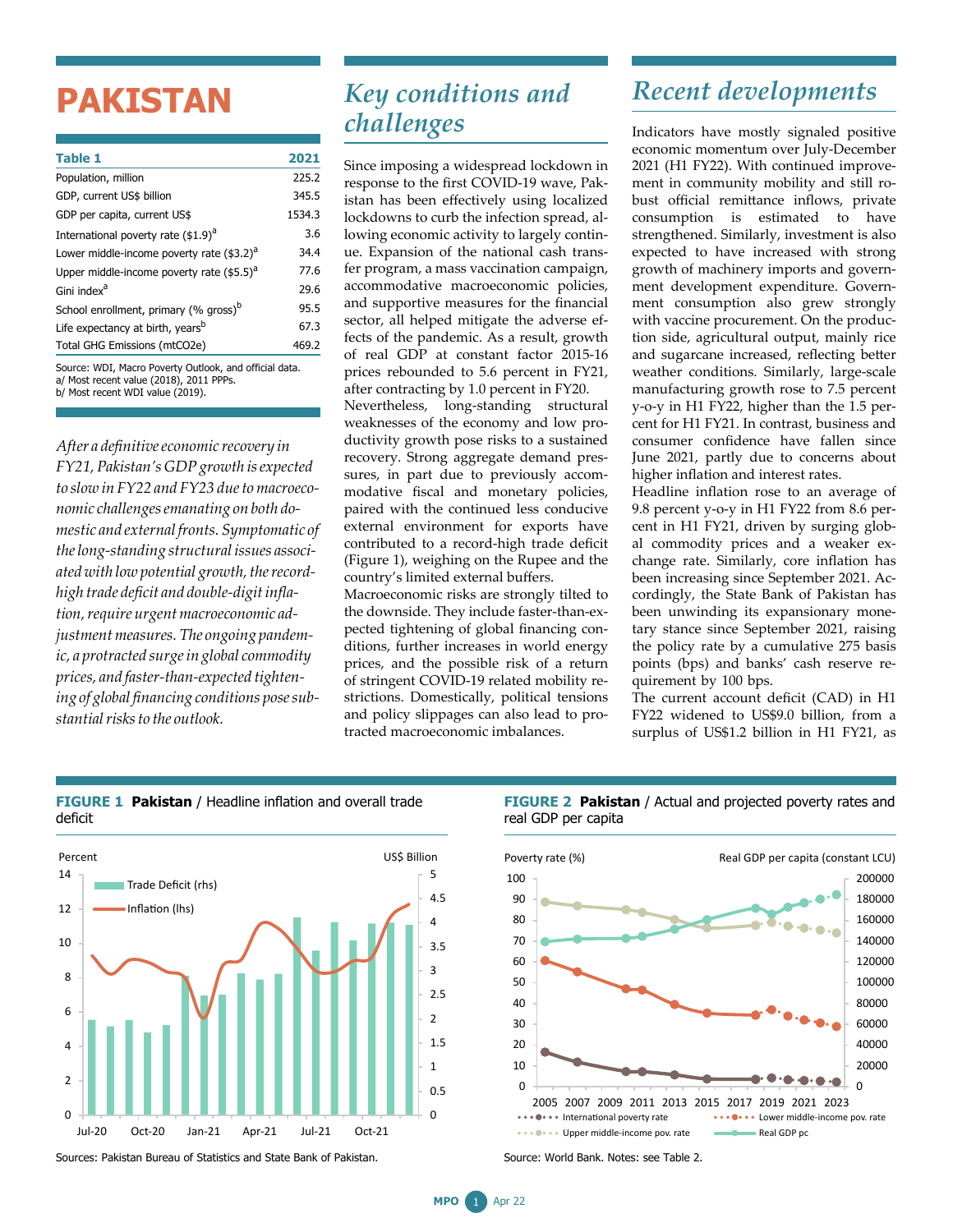# PAKISTAN

| Table 1 | 2021 |
|---|---|
| Population, million | 225.2 |
| GDP, current US$ billion | 345.5 |
| GDP per capita, current US$ | 1534.3 |
| International poverty rate ($1.9)[a] | 3.6 |
| Lower middle-income poverty rate ($3.2)[a] | 34.4 |
| Upper middle-income poverty rate ($5.5)[a] | 77.6 |
| Gini index[a] | 29.6 |
| School enrollment, primary (% gross)[b] | 95.5 |
| Life expectancy at birth, years[b] | 67.3 |
| Total GHG Emissions (mtCO2e) | 469.2 |

Source: WDI, Macro Poverty Outlook, and official data.
a/ Most recent value (2018), 2011 PPPs.
b/ Most recent WDI value (2019).

*After a definitive economic recovery in FY21, Pakistan's GDP growth is expected to slow in FY22 and FY23 due to macroeconomic challenges emanating on both domestic and external fronts. Symptomatic of the long-standing structural issues associated with low potential growth, the record-high trade deficit and double-digit inflation, require urgent macroeconomic adjustment measures. The ongoing pandemic, a protracted surge in global commodity prices, and faster-than-expected tightening of global financing conditions pose substantial risks to the outlook.*

## Key conditions and challenges

Since imposing a widespread lockdown in response to the first COVID-19 wave, Pakistan has been effectively using localized lockdowns to curb the infection spread, allowing economic activity to largely continue. Expansion of the national cash transfer program, a mass vaccination campaign, accommodative macroeconomic policies, and supportive measures for the financial sector, all helped mitigate the adverse effects of the pandemic. As a result, growth of real GDP at constant factor 2015-16 prices rebounded to 5.6 percent in FY21, after contracting by 1.0 percent in FY20.

Nevertheless, long-standing structural weaknesses of the economy and low productivity growth pose risks to a sustained recovery. Strong aggregate demand pressures, in part due to previously accommodative fiscal and monetary policies, paired with the continued less conducive external environment for exports have contributed to a record-high trade deficit (Figure 1), weighing on the Rupee and the country's limited external buffers.

Macroeconomic risks are strongly tilted to the downside. They include faster-than-expected tightening of global financing conditions, further increases in world energy prices, and the possible risk of a return of stringent COVID-19 related mobility restrictions. Domestically, political tensions and policy slippages can also lead to protracted macroeconomic imbalances.

## Recent developments

Indicators have mostly signaled positive economic momentum over July-December 2021 (H1 FY22). With continued improvement in community mobility and still robust official remittance inflows, private consumption is estimated to have strengthened. Similarly, investment is also expected to have increased with strong growth of machinery imports and government development expenditure. Government consumption also grew strongly with vaccine procurement. On the production side, agricultural output, mainly rice and sugarcane increased, reflecting better weather conditions. Similarly, large-scale manufacturing growth rose to 7.5 percent y-o-y in H1 FY22, higher than the 1.5 percent for H1 FY21. In contrast, business and consumer confidence have fallen since June 2021, partly due to concerns about higher inflation and interest rates.

Headline inflation rose to an average of 9.8 percent y-o-y in H1 FY22 from 8.6 percent in H1 FY21, driven by surging global commodity prices and a weaker exchange rate. Similarly, core inflation has been increasing since September 2021. Accordingly, the State Bank of Pakistan has been unwinding its expansionary monetary stance since September 2021, raising the policy rate by a cumulative 275 basis points (bps) and banks' cash reserve requirement by 100 bps.

The current account deficit (CAD) in H1 FY22 widened to US$9.0 billion, from a surplus of US$1.2 billion in H1 FY21, as

**FIGURE 1 Pakistan** / Headline inflation and overall trade deficit

Sources: Pakistan Bureau of Statistics and State Bank of Pakistan.

**FIGURE 2 Pakistan** / Actual and projected poverty rates and real GDP per capita

Source: World Bank. Notes: see Table 2.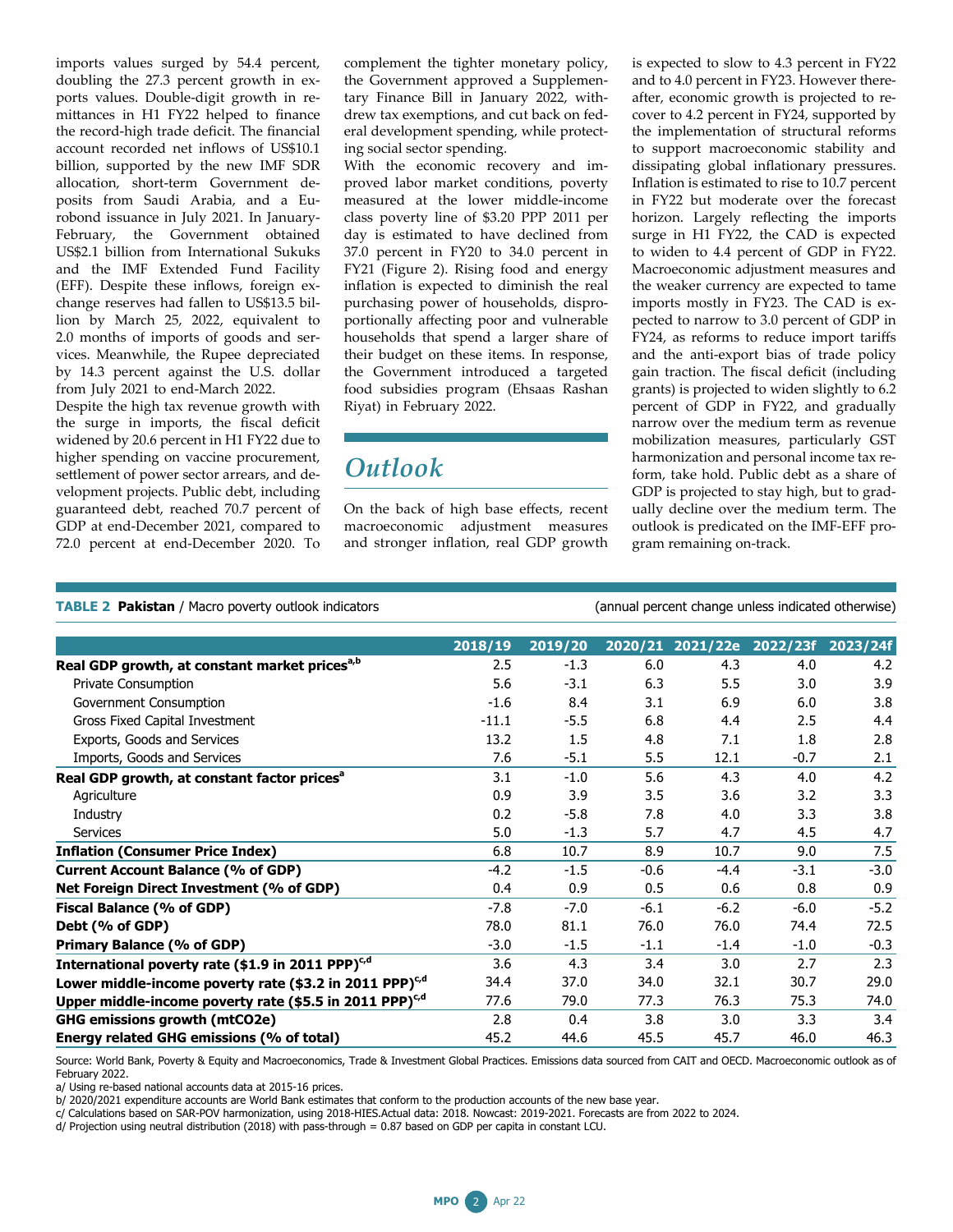imports values surged by 54.4 percent, doubling the 27.3 percent growth in exports values. Double-digit growth in remittances in H1 FY22 helped to finance the record-high trade deficit. The financial account recorded net inflows of US$10.1 billion, supported by the new IMF SDR allocation, short-term Government deposits from Saudi Arabia, and a Eurobond issuance in July 2021. In January-February, the Government obtained US$2.1 billion from International Sukuks and the IMF Extended Fund Facility (EFF). Despite these inflows, foreign exchange reserves had fallen to US$13.5 billion by March 25, 2022, equivalent to 2.0 months of imports of goods and services. Meanwhile, the Rupee depreciated by 14.3 percent against the U.S. dollar from July 2021 to end-March 2022.

Despite the high tax revenue growth with the surge in imports, the fiscal deficit widened by 20.6 percent in H1 FY22 due to higher spending on vaccine procurement, settlement of power sector arrears, and development projects. Public debt, including guaranteed debt, reached 70.7 percent of GDP at end-December 2021, compared to 72.0 percent at end-December 2020. To complement the tighter monetary policy, the Government approved a Supplementary Finance Bill in January 2022, withdrew tax exemptions, and cut back on federal development spending, while protecting social sector spending.

With the economic recovery and improved labor market conditions, poverty measured at the lower middle-income class poverty line of $3.20 PPP 2011 per day is estimated to have declined from 37.0 percent in FY20 to 34.0 percent in FY21 (Figure 2). Rising food and energy inflation is expected to diminish the real purchasing power of households, disproportionally affecting poor and vulnerable households that spend a larger share of their budget on these items. In response, the Government introduced a targeted food subsidies program (Ehsaas Rashan Riyat) in February 2022.

## *Outlook*

On the back of high base effects, recent macroeconomic adjustment measures and stronger inflation, real GDP growth is expected to slow to 4.3 percent in FY22 and to 4.0 percent in FY23. However thereafter, economic growth is projected to recover to 4.2 percent in FY24, supported by the implementation of structural reforms to support macroeconomic stability and dissipating global inflationary pressures. Inflation is estimated to rise to 10.7 percent in FY22 but moderate over the forecast horizon. Largely reflecting the imports surge in H1 FY22, the CAD is expected to widen to 4.4 percent of GDP in FY22. Macroeconomic adjustment measures and the weaker currency are expected to tame imports mostly in FY23. The CAD is expected to narrow to 3.0 percent of GDP in FY24, as reforms to reduce import tariffs and the anti-export bias of trade policy gain traction. The fiscal deficit (including grants) is projected to widen slightly to 6.2 percent of GDP in FY22, and gradually narrow over the medium term as revenue mobilization measures, particularly GST harmonization and personal income tax reform, take hold. Public debt as a share of GDP is projected to stay high, but to gradually decline over the medium term. The outlook is predicated on the IMF-EFF program remaining on-track.

**TABLE 2 Pakistan** / Macro poverty outlook indicators (annual percent change unless indicated otherwise)

| | 2018/19 | 2019/20 | 2020/21 | 2021/22e | 2022/23f | 2023/24f |
|---|---|---|---|---|---|---|
| **Real GDP growth, at constant market prices[a,b]** | 2.5 | -1.3 | 6.0 | 4.3 | 4.0 | 4.2 |
| Private Consumption | 5.6 | -3.1 | 6.3 | 5.5 | 3.0 | 3.9 |
| Government Consumption | -1.6 | 8.4 | 3.1 | 6.9 | 6.0 | 3.8 |
| Gross Fixed Capital Investment | -11.1 | -5.5 | 6.8 | 4.4 | 2.5 | 4.4 |
| Exports, Goods and Services | 13.2 | 1.5 | 4.8 | 7.1 | 1.8 | 2.8 |
| Imports, Goods and Services | 7.6 | -5.1 | 5.5 | 12.1 | -0.7 | 2.1 |
| **Real GDP growth, at constant factor prices[a]** | 3.1 | -1.0 | 5.6 | 4.3 | 4.0 | 4.2 |
| Agriculture | 0.9 | 3.9 | 3.5 | 3.6 | 3.2 | 3.3 |
| Industry | 0.2 | -5.8 | 7.8 | 4.0 | 3.3 | 3.8 |
| Services | 5.0 | -1.3 | 5.7 | 4.7 | 4.5 | 4.7 |
| **Inflation (Consumer Price Index)** | 6.8 | 10.7 | 8.9 | 10.7 | 9.0 | 7.5 |
| **Current Account Balance (% of GDP)** | -4.2 | -1.5 | -0.6 | -4.4 | -3.1 | -3.0 |
| **Net Foreign Direct Investment (% of GDP)** | 0.4 | 0.9 | 0.5 | 0.6 | 0.8 | 0.9 |
| **Fiscal Balance (% of GDP)** | -7.8 | -7.0 | -6.1 | -6.2 | -6.0 | -5.2 |
| **Debt (% of GDP)** | 78.0 | 81.1 | 76.0 | 76.0 | 74.4 | 72.5 |
| **Primary Balance (% of GDP)** | -3.0 | -1.5 | -1.1 | -1.4 | -1.0 | -0.3 |
| **International poverty rate ($1.9 in 2011 PPP)[c,d]** | 3.6 | 4.3 | 3.4 | 3.0 | 2.7 | 2.3 |
| **Lower middle-income poverty rate ($3.2 in 2011 PPP)[c,d]** | 34.4 | 37.0 | 34.0 | 32.1 | 30.7 | 29.0 |
| **Upper middle-income poverty rate ($5.5 in 2011 PPP)[c,d]** | 77.6 | 79.0 | 77.3 | 76.3 | 75.3 | 74.0 |
| **GHG emissions growth (mtCO2e)** | 2.8 | 0.4 | 3.8 | 3.0 | 3.3 | 3.4 |
| **Energy related GHG emissions (% of total)** | 45.2 | 44.6 | 45.5 | 45.7 | 46.0 | 46.3 |

Source: World Bank, Poverty & Equity and Macroeconomics, Trade & Investment Global Practices. Emissions data sourced from CAIT and OECD. Macroeconomic outlook as of February 2022.
a/ Using re-based national accounts data at 2015-16 prices.
b/ 2020/2021 expenditure accounts are World Bank estimates that conform to the production accounts of the new base year.
c/ Calculations based on SAR-POV harmonization, using 2018-HIES.Actual data: 2018. Nowcast: 2019-2021. Forecasts are from 2022 to 2024.
d/ Projection using neutral distribution (2018) with pass-through = 0.87 based on GDP per capita in constant LCU.